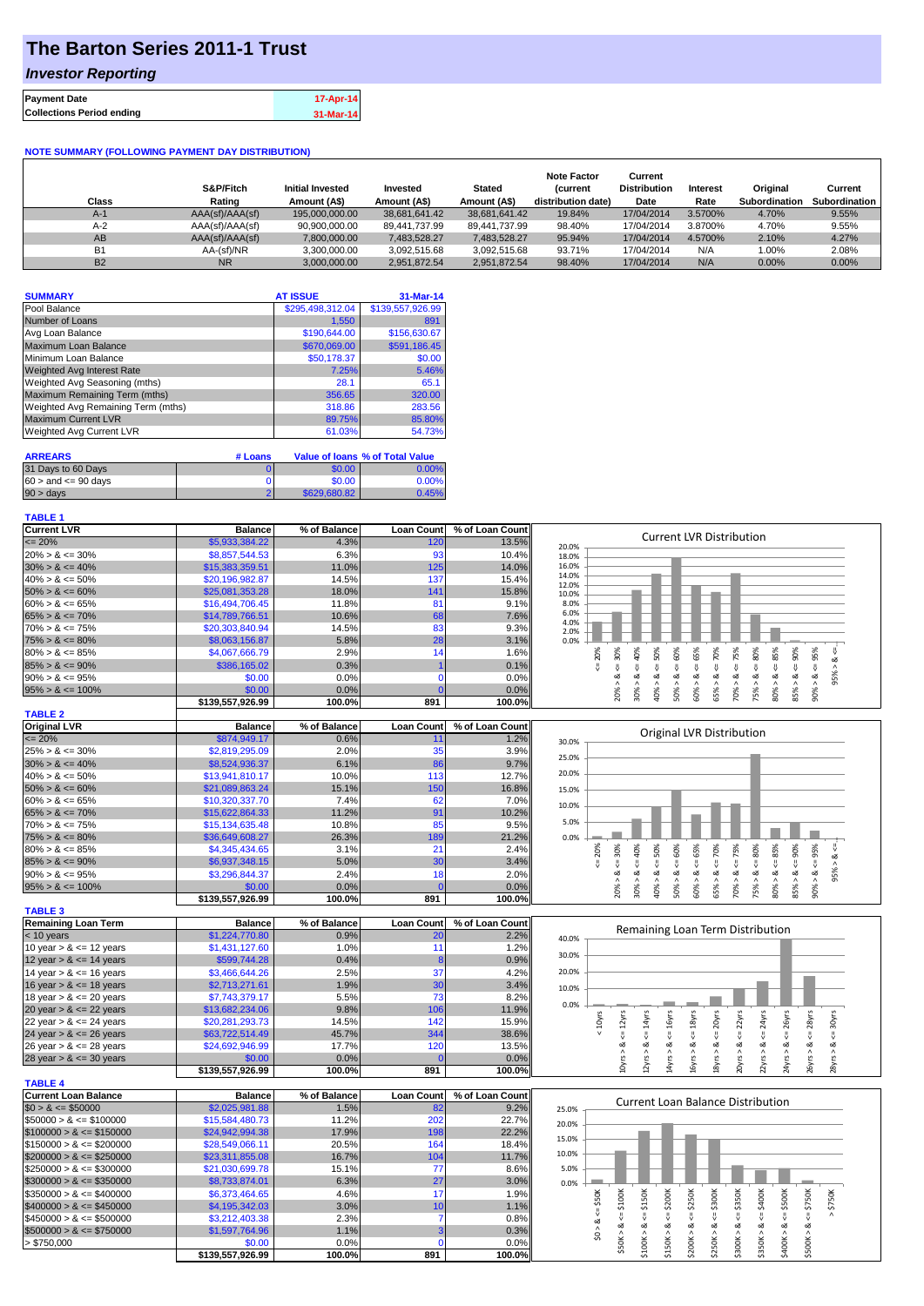# The Barton Series 2011-1 Trust

## *Investor Reporting*

| | |
|---|---|
| **Payment Date** | 17-Apr-14 |
| **Collections Period ending** | 31-Mar-14 |

**NOTE SUMMARY (FOLLOWING PAYMENT DAY DISTRIBUTION)**

| Class | S&P/Fitch Rating | Initial Invested Amount (A$) | Invested Amount (A$) | Stated Amount (A$) | Note Factor (current distribution date) | Current Distribution Date | Interest Rate | Original Subordination | Current Subordination |
|---|---|---|---|---|---|---|---|---|---|
| A-1 | AAA(sf)/AAA(sf) | 195,000,000.00 | 38,681,641.42 | 38,681,641.42 | 19.84% | 17/04/2014 | 3.5700% | 4.70% | 9.55% |
| A-2 | AAA(sf)/AAA(sf) | 90,900,000.00 | 89,441,737.99 | 89,441,737.99 | 98.40% | 17/04/2014 | 3.8700% | 4.70% | 9.55% |
| AB | AAA(sf)/AAA(sf) | 7,800,000.00 | 7,483,528.27 | 7,483,528.27 | 95.94% | 17/04/2014 | 4.5700% | 2.10% | 4.27% |
| B1 | AA-(sf)/NR | 3,300,000.00 | 3,092,515.68 | 3,092,515.68 | 93.71% | 17/04/2014 | N/A | 1.00% | 2.08% |
| B2 | NR | 3,000,000.00 | 2,951,872.54 | 2,951,872.54 | 98.40% | 17/04/2014 | N/A | 0.00% | 0.00% |

| SUMMARY | AT ISSUE | 31-Mar-14 |
|---|---|---|
| Pool Balance | $295,498,312.04 | $139,557,926.99 |
| Number of Loans | 1,550 | 891 |
| Avg Loan Balance | $190,644.00 | $156,630.67 |
| Maximum Loan Balance | $670,069.00 | $591,186.45 |
| Minimum Loan Balance | $50,178.37 | $0.00 |
| Weighted Avg Interest Rate | 7.25% | 5.46% |
| Weighted Avg Seasoning (mths) | 28.1 | 65.1 |
| Maximum Remaining Term (mths) | 356.65 | 320.00 |
| Weighted Avg Remaining Term (mths) | 318.86 | 283.56 |
| Maximum Current LVR | 89.75% | 85.80% |
| Weighted Avg Current LVR | 61.03% | 54.73% |

| ARREARS | # Loans | Value of loans | % of Total Value |
|---|---|---|---|
| 31 Days to 60 Days | 0 | $0.00 | 0.00% |
| 60 > and <= 90 days | 0 | $0.00 | 0.00% |
| 90 > days | 2 | $629,680.82 | 0.45% |

**TABLE 1**

| Current LVR | Balance | % of Balance | Loan Count | % of Loan Count |
|---|---|---|---|---|
| <= 20% | $5,933,384.22 | 4.3% | 120 | 13.5% |
| 20% > & <= 30% | $8,857,544.53 | 6.3% | 93 | 10.4% |
| 30% > & <= 40% | $15,383,359.51 | 11.0% | 125 | 14.0% |
| 40% > & <= 50% | $20,196,982.87 | 14.5% | 137 | 15.4% |
| 50% > & <= 60% | $25,081,353.28 | 18.0% | 141 | 15.8% |
| 60% > & <= 65% | $16,494,706.45 | 11.8% | 81 | 9.1% |
| 65% > & <= 70% | $14,789,766.51 | 10.6% | 68 | 7.6% |
| 70% > & <= 75% | $20,303,840.94 | 14.5% | 83 | 9.3% |
| 75% > & <= 80% | $8,063,156.87 | 5.8% | 28 | 3.1% |
| 80% > & <= 85% | $4,067,666.79 | 2.9% | 14 | 1.6% |
| 85% > & <= 90% | $386,165.02 | 0.3% | 1 | 0.1% |
| 90% > & <= 95% | $0.00 | 0.0% | 0 | 0.0% |
| 95% > & <= 100% | $0.00 | 0.0% | 0 | 0.0% |
| | $139,557,926.99 | 100.0% | 891 | 100.0% |

**TABLE 2**

| Original LVR | Balance | % of Balance | Loan Count | % of Loan Count |
|---|---|---|---|---|
| <= 20% | $874,949.17 | 0.6% | 11 | 1.2% |
| 25% > & <= 30% | $2,819,295.09 | 2.0% | 35 | 3.9% |
| 30% > & <= 40% | $8,524,936.37 | 6.1% | 86 | 9.7% |
| 40% > & <= 50% | $13,941,810.17 | 10.0% | 113 | 12.7% |
| 50% > & <= 60% | $21,089,863.24 | 15.1% | 150 | 16.8% |
| 60% > & <= 65% | $10,320,337.70 | 7.4% | 62 | 7.0% |
| 65% > & <= 70% | $15,622,864.33 | 11.2% | 91 | 10.2% |
| 70% > & <= 75% | $15,134,635.48 | 10.8% | 85 | 9.5% |
| 75% > & <= 80% | $36,649,608.27 | 26.3% | 189 | 21.2% |
| 80% > & <= 85% | $4,345,434.65 | 3.1% | 21 | 2.4% |
| 85% > & <= 90% | $6,937,348.15 | 5.0% | 30 | 3.4% |
| 90% > & <= 95% | $3,296,844.37 | 2.4% | 18 | 2.0% |
| 95% > & <= 100% | $0.00 | 0.0% | 0 | 0.0% |
| | $139,557,926.99 | 100.0% | 891 | 100.0% |

**TABLE 3**

| Remaining Loan Term | Balance | % of Balance | Loan Count | % of Loan Count |
|---|---|---|---|---|
| < 10 years | $1,224,770.80 | 0.9% | 20 | 2.2% |
| 10 year > & <= 12 years | $1,431,127.60 | 1.0% | 11 | 1.2% |
| 12 year > & <= 14 years | $599,744.28 | 0.4% | 8 | 0.9% |
| 14 year > & <= 16 years | $3,466,644.26 | 2.5% | 37 | 4.2% |
| 16 year > & <= 18 years | $2,713,271.61 | 1.9% | 30 | 3.4% |
| 18 year > & <= 20 years | $7,743,379.17 | 5.5% | 73 | 8.2% |
| 20 year > & <= 22 years | $13,682,234.06 | 9.8% | 106 | 11.9% |
| 22 year > & <= 24 years | $20,281,293.73 | 14.5% | 142 | 15.9% |
| 24 year > & <= 26 years | $63,722,514.49 | 45.7% | 344 | 38.6% |
| 26 year > & <= 28 years | $24,692,946.99 | 17.7% | 120 | 13.5% |
| 28 year > & <= 30 years | $0.00 | 0.0% | 0 | 0.0% |
| | $139,557,926.99 | 100.0% | 891 | 100.0% |

**TABLE 4**

| Current Loan Balance | Balance | % of Balance | Loan Count | % of Loan Count |
|---|---|---|---|---|
| $0 > & <= $50000 | $2,025,981.88 | 1.5% | 82 | 9.2% |
| $50000 > & <= $100000 | $15,584,480.73 | 11.2% | 202 | 22.7% |
| $100000 > & <= $150000 | $24,942,994.38 | 17.9% | 198 | 22.2% |
| $150000 > & <= $200000 | $28,549,066.11 | 20.5% | 164 | 18.4% |
| $200000 > & <= $250000 | $23,311,855.08 | 16.7% | 104 | 11.7% |
| $250000 > & <= $300000 | $21,030,699.78 | 15.1% | 77 | 8.6% |
| $300000 > & <= $350000 | $8,733,874.01 | 6.3% | 27 | 3.0% |
| $350000 > & <= $400000 | $6,373,464.65 | 4.6% | 17 | 1.9% |
| $400000 > & <= $450000 | $4,195,342.03 | 3.0% | 10 | 1.1% |
| $450000 > & <= $500000 | $3,212,403.38 | 2.3% | 7 | 0.8% |
| $500000 > & <= $750000 | $1,597,764.96 | 1.1% | 3 | 0.3% |
| > $750,000 | $0.00 | 0.0% | 0 | 0.0% |
| | $139,557,926.99 | 100.0% | 891 | 100.0% |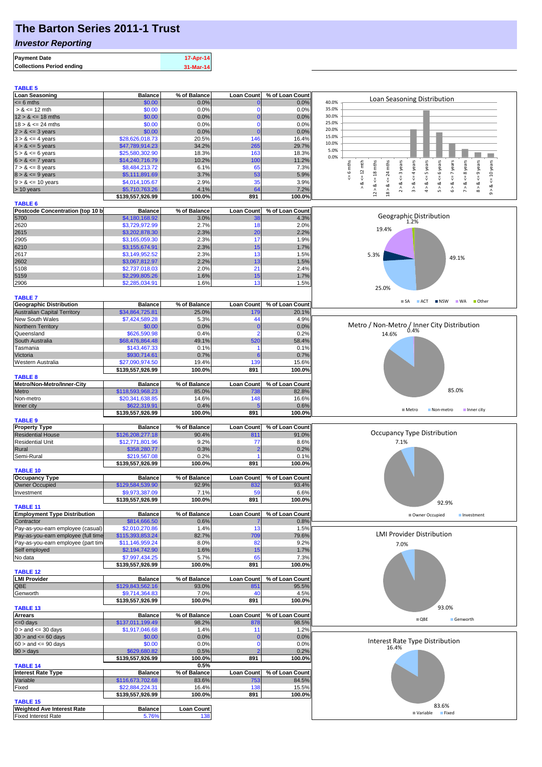# The Barton Series 2011-1 Trust

## *Investor Reporting*

| | |
|---|---|
| **Payment Date** | **17-Apr-14** |
| **Collections Period ending** | **31-Mar-14** |

**TABLE 5**

| Loan Seasoning | Balance | % of Balance | Loan Count | % of Loan Count |
|---|---|---|---|---|
| <= 6 mths | $0.00 | 0.0% | 0 | 0.0% |
| > & <= 12 mth | $0.00 | 0.0% | 0 | 0.0% |
| 12 > & <= 18 mths | $0.00 | 0.0% | 0 | 0.0% |
| 18 > & <= 24 mths | $0.00 | 0.0% | 0 | 0.0% |
| 2 > & <= 3 years | $0.00 | 0.0% | 0 | 0.0% |
| 3 > & <= 4 years | $28,626,018.73 | 20.5% | 146 | 16.4% |
| 4 > & <= 5 years | $47,789,914.23 | 34.2% | 265 | 29.7% |
| 5 > & <= 6 years | $25,580,302.90 | 18.3% | 163 | 18.3% |
| 6 > & <= 7 years | $14,240,716.79 | 10.2% | 100 | 11.2% |
| 7 > & <= 8 years | $8,484,213.72 | 6.1% | 65 | 7.3% |
| 8 > & <= 9 years | $5,111,891.69 | 3.7% | 53 | 5.9% |
| 9 > & <= 10 years | $4,014,105.67 | 2.9% | 35 | 3.9% |
| > 10 years | $5,710,763.26 | 4.1% | 64 | 7.2% |
| | $139,557,926.99 | 100.0% | 891 | 100.0% |

Loan Seasoning Distribution
40.0%
35.0%
30.0%
25.0%
20.0%
15.0%
10.0%
5.0%
0.0%
<= 6 mths
> & <= 12 mth
12 > & <= 18 mths
18 > & <= 24 mths
2 > & <= 3 years
3 > & <= 4 years
4 > & <= 5 years
5 > & <= 6 years
6 > & <= 7 years
7 > & <= 8 years
8 > & <= 9 years
9 > & <= 10 years

**TABLE 6**

| Postcode Concentration (top 10 by value) | Balance | % of Balance | Loan Count | % of Loan Count |
|---|---|---|---|---|
| 5700 | $4,180,168.92 | 3.0% | 38 | 4.3% |
| 2620 | $3,729,972.99 | 2.7% | 18 | 2.0% |
| 2615 | $3,202,878.30 | 2.3% | 20 | 2.2% |
| 2905 | $3,165,059.30 | 2.3% | 17 | 1.9% |
| 6210 | $3,155,674.91 | 2.3% | 15 | 1.7% |
| 2617 | $3,149,952.52 | 2.3% | 13 | 1.5% |
| 2602 | $3,067,812.97 | 2.2% | 13 | 1.5% |
| 5108 | $2,737,018.03 | 2.0% | 21 | 2.4% |
| 5159 | $2,299,805.26 | 1.6% | 15 | 1.7% |
| 2906 | $2,285,034.91 | 1.6% | 13 | 1.5% |

Geographic Distribution
1.2%
19.4%
5.3%
49.1%
25.0%
SA ACT NSW WA Other

**TABLE 7**

| Geographic Distribution | Balance | % of Balance | Loan Count | % of Loan Count |
|---|---|---|---|---|
| Australian Capital Territory | $34,864,725.81 | 25.0% | 179 | 20.1% |
| New South Wales | $7,424,589.28 | 5.3% | 44 | 4.9% |
| Northern Territory | $0.00 | 0.0% | 0 | 0.0% |
| Queensland | $626,590.98 | 0.4% | 2 | 0.2% |
| South Australia | $68,476,864.48 | 49.1% | 520 | 58.4% |
| Tasmania | $143,467.33 | 0.1% | 1 | 0.1% |
| Victoria | $930,714.61 | 0.7% | 6 | 0.7% |
| Western Australia | $27,090,974.50 | 19.4% | 139 | 15.6% |
| | $139,557,926.99 | 100.0% | 891 | 100.0% |

Metro / Non-Metro / Inner City Distribution
0.4%
14.6%
85.0%
Metro Non-metro Inner city

**TABLE 8**

| Metro/Non-Metro/Inner-City | Balance | % of Balance | Loan Count | % of Loan Count |
|---|---|---|---|---|
| Metro | $118,593,968.23 | 85.0% | 738 | 82.8% |
| Non-metro | $20,341,638.85 | 14.6% | 148 | 16.6% |
| Inner city | $622,319.91 | 0.4% | 5 | 0.6% |
| | $139,557,926.99 | 100.0% | 891 | 100.0% |

**TABLE 9**

| Property Type | Balance | % of Balance | Loan Count | % of Loan Count |
|---|---|---|---|---|
| Residential House | $126,208,277.18 | 90.4% | 811 | 91.0% |
| Residential Unit | $12,771,801.96 | 9.2% | 77 | 8.6% |
| Rural | $358,280.77 | 0.3% | 2 | 0.2% |
| Semi-Rural | $219,567.08 | 0.2% | 1 | 0.1% |
| | $139,557,926.99 | 100.0% | 891 | 100.0% |

Occupancy Type Distribution
7.1%
92.9%
Owner Occupied Investment

**TABLE 10**

| Occupancy Type | Balance | % of Balance | Loan Count | % of Loan Count |
|---|---|---|---|---|
| Owner Occupied | $129,584,539.90 | 92.9% | 832 | 93.4% |
| Investment | $9,973,387.09 | 7.1% | 59 | 6.6% |
| | $139,557,926.99 | 100.0% | 891 | 100.0% |

**TABLE 11**

| Employment Type Distribution | Balance | % of Balance | Loan Count | % of Loan Count |
|---|---|---|---|---|
| Contractor | $814,666.50 | 0.6% | 7 | 0.8% |
| Pay-as-you-earn employee (casual) | $2,010,270.86 | 1.4% | 13 | 1.5% |
| Pay-as-you-earn employee (full time) | $115,393,853.24 | 82.7% | 709 | 79.6% |
| Pay-as-you-earn employee (part time) | $11,146,959.24 | 8.0% | 82 | 9.2% |
| Self employed | $2,194,742.90 | 1.6% | 15 | 1.7% |
| No data | $7,997,434.25 | 5.7% | 65 | 7.3% |
| | $139,557,926.99 | 100.0% | 891 | 100.0% |

LMI Provider Distribution
7.0%
93.0%
QBE Genworth

**TABLE 12**

| LMI Provider | Balance | % of Balance | Loan Count | % of Loan Count |
|---|---|---|---|---|
| QBE | $129,843,562.16 | 93.0% | 851 | 95.5% |
| Genworth | $9,714,364.83 | 7.0% | 40 | 4.5% |
| | $139,557,926.99 | 100.0% | 891 | 100.0% |

**TABLE 13**

| Arrears | Balance | % of Balance | Loan Count | % of Loan Count |
|---|---|---|---|---|
| <=0 days | $137,011,199.49 | 98.2% | 878 | 98.5% |
| 0 > and <= 30 days | $1,917,046.68 | 1.4% | 11 | 1.2% |
| 30 > and <= 60 days | $0.00 | 0.0% | 0 | 0.0% |
| 60 > and <= 90 days | $0.00 | 0.0% | 0 | 0.0% |
| 90 > days | $629,680.82 | 0.5% | 2 | 0.2% |
| | $139,557,926.99 | 100.0% | 891 | 100.0% |
| | | 0.5% | | |

Interest Rate Type Distribution
16.4%
83.6%
Variable Fixed

**TABLE 14**

| Interest Rate Type | Balance | % of Balance | Loan Count | % of Loan Count |
|---|---|---|---|---|
| Variable | $116,673,702.68 | 83.6% | 753 | 84.5% |
| Fixed | $22,884,224.31 | 16.4% | 138 | 15.5% |
| | $139,557,926.99 | 100.0% | 891 | 100.0% |

**TABLE 15**

| Weighted Ave Interest Rate | Balance | Loan Count |
|---|---|---|
| Fixed Interest Rate | 5.76% | 138 |